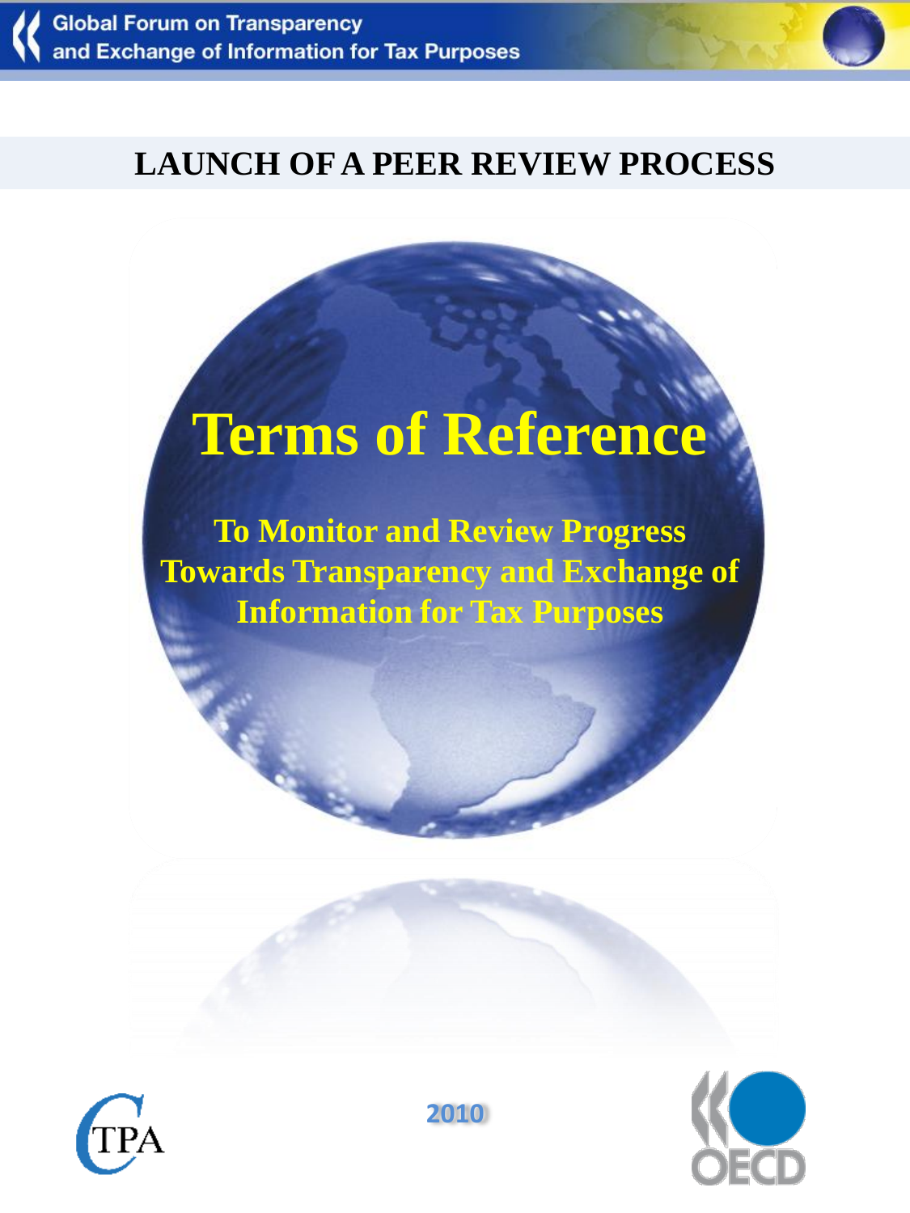Global Forum on Transparency and Exchange of Information for Tax Purposes

## LAUNCH OF A PEER REVIEW PROCESS

# Terms of Reference

### To Monitor and Review Progress Towards Transparency and Exchange of Information for Tax Purposes

CTPA

2010

OECD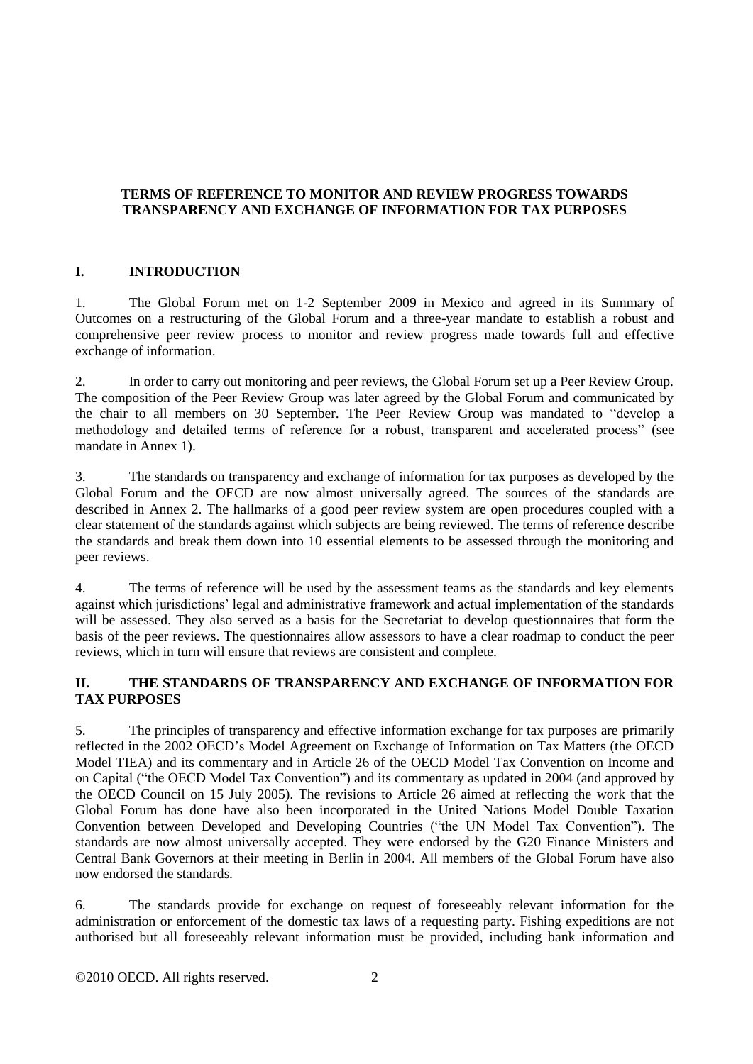# TERMS OF REFERENCE TO MONITOR AND REVIEW PROGRESS TOWARDS TRANSPARENCY AND EXCHANGE OF INFORMATION FOR TAX PURPOSES

## I. INTRODUCTION

1. The Global Forum met on 1-2 September 2009 in Mexico and agreed in its Summary of Outcomes on a restructuring of the Global Forum and a three-year mandate to establish a robust and comprehensive peer review process to monitor and review progress made towards full and effective exchange of information.

2. In order to carry out monitoring and peer reviews, the Global Forum set up a Peer Review Group. The composition of the Peer Review Group was later agreed by the Global Forum and communicated by the chair to all members on 30 September. The Peer Review Group was mandated to "develop a methodology and detailed terms of reference for a robust, transparent and accelerated process" (see mandate in Annex 1).

3. The standards on transparency and exchange of information for tax purposes as developed by the Global Forum and the OECD are now almost universally agreed. The sources of the standards are described in Annex 2. The hallmarks of a good peer review system are open procedures coupled with a clear statement of the standards against which subjects are being reviewed. The terms of reference describe the standards and break them down into 10 essential elements to be assessed through the monitoring and peer reviews.

4. The terms of reference will be used by the assessment teams as the standards and key elements against which jurisdictions' legal and administrative framework and actual implementation of the standards will be assessed. They also served as a basis for the Secretariat to develop questionnaires that form the basis of the peer reviews. The questionnaires allow assessors to have a clear roadmap to conduct the peer reviews, which in turn will ensure that reviews are consistent and complete.

## II. THE STANDARDS OF TRANSPARENCY AND EXCHANGE OF INFORMATION FOR TAX PURPOSES

5. The principles of transparency and effective information exchange for tax purposes are primarily reflected in the 2002 OECD's Model Agreement on Exchange of Information on Tax Matters (the OECD Model TIEA) and its commentary and in Article 26 of the OECD Model Tax Convention on Income and on Capital ("the OECD Model Tax Convention") and its commentary as updated in 2004 (and approved by the OECD Council on 15 July 2005). The revisions to Article 26 aimed at reflecting the work that the Global Forum has done have also been incorporated in the United Nations Model Double Taxation Convention between Developed and Developing Countries ("the UN Model Tax Convention"). The standards are now almost universally accepted. They were endorsed by the G20 Finance Ministers and Central Bank Governors at their meeting in Berlin in 2004. All members of the Global Forum have also now endorsed the standards.

6. The standards provide for exchange on request of foreseeably relevant information for the administration or enforcement of the domestic tax laws of a requesting party. Fishing expeditions are not authorised but all foreseeably relevant information must be provided, including bank information and

©2010 OECD. All rights reserved.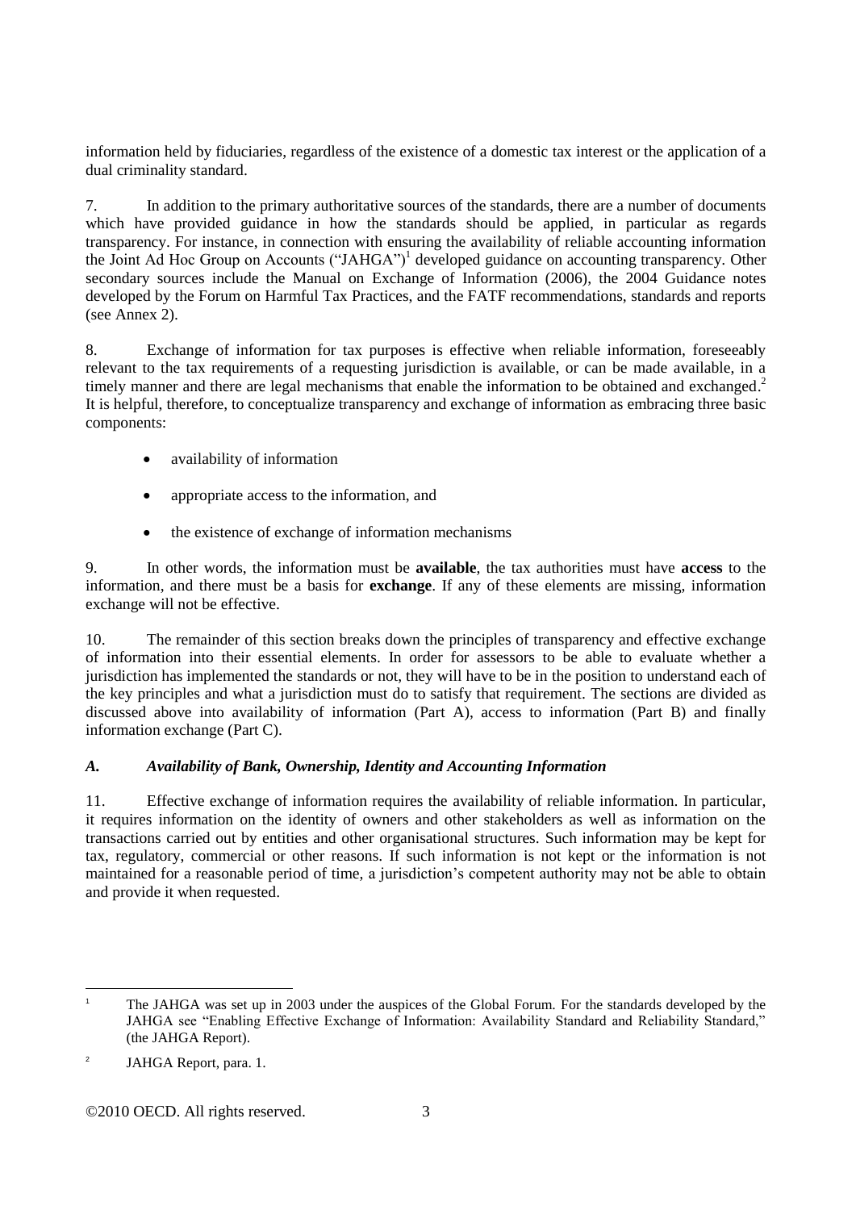information held by fiduciaries, regardless of the existence of a domestic tax interest or the application of a dual criminality standard.

7. In addition to the primary authoritative sources of the standards, there are a number of documents which have provided guidance in how the standards should be applied, in particular as regards transparency. For instance, in connection with ensuring the availability of reliable accounting information the Joint Ad Hoc Group on Accounts ("JAHGA")[1] developed guidance on accounting transparency. Other secondary sources include the Manual on Exchange of Information (2006), the 2004 Guidance notes developed by the Forum on Harmful Tax Practices, and the FATF recommendations, standards and reports (see Annex 2).

8. Exchange of information for tax purposes is effective when reliable information, foreseeably relevant to the tax requirements of a requesting jurisdiction is available, or can be made available, in a timely manner and there are legal mechanisms that enable the information to be obtained and exchanged.[2] It is helpful, therefore, to conceptualize transparency and exchange of information as embracing three basic components:

- availability of information
- appropriate access to the information, and
- the existence of exchange of information mechanisms

9. In other words, the information must be **available**, the tax authorities must have **access** to the information, and there must be a basis for **exchange**. If any of these elements are missing, information exchange will not be effective.

10. The remainder of this section breaks down the principles of transparency and effective exchange of information into their essential elements. In order for assessors to be able to evaluate whether a jurisdiction has implemented the standards or not, they will have to be in the position to understand each of the key principles and what a jurisdiction must do to satisfy that requirement. The sections are divided as discussed above into availability of information (Part A), access to information (Part B) and finally information exchange (Part C).

### *A. Availability of Bank, Ownership, Identity and Accounting Information*

11. Effective exchange of information requires the availability of reliable information. In particular, it requires information on the identity of owners and other stakeholders as well as information on the transactions carried out by entities and other organisational structures. Such information may be kept for tax, regulatory, commercial or other reasons. If such information is not kept or the information is not maintained for a reasonable period of time, a jurisdiction's competent authority may not be able to obtain and provide it when requested.

---

[1] The JAHGA was set up in 2003 under the auspices of the Global Forum. For the standards developed by the JAHGA see "Enabling Effective Exchange of Information: Availability Standard and Reliability Standard," (the JAHGA Report).

[2] JAHGA Report, para. 1.

©2010 OECD. All rights reserved.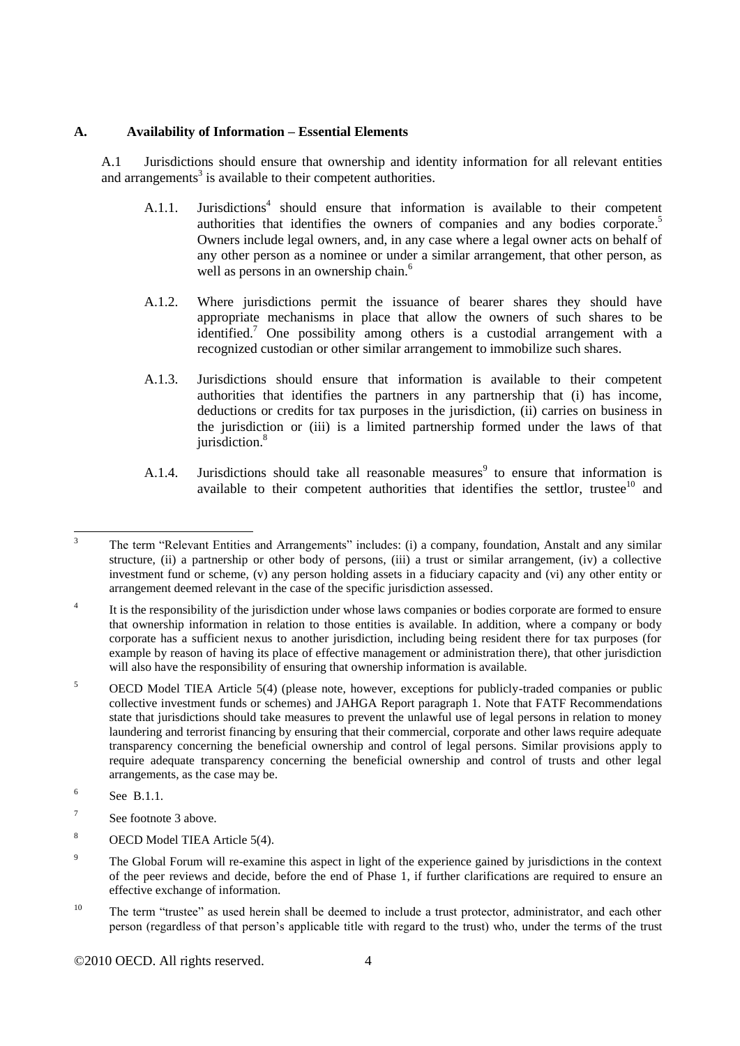## A. Availability of Information – Essential Elements

A.1 Jurisdictions should ensure that ownership and identity information for all relevant entities and arrangements[3] is available to their competent authorities.

A.1.1. Jurisdictions[4] should ensure that information is available to their competent authorities that identifies the owners of companies and any bodies corporate.[5] Owners include legal owners, and, in any case where a legal owner acts on behalf of any other person as a nominee or under a similar arrangement, that other person, as well as persons in an ownership chain.[6]

A.1.2. Where jurisdictions permit the issuance of bearer shares they should have appropriate mechanisms in place that allow the owners of such shares to be identified.[7] One possibility among others is a custodial arrangement with a recognized custodian or other similar arrangement to immobilize such shares.

A.1.3. Jurisdictions should ensure that information is available to their competent authorities that identifies the partners in any partnership that (i) has income, deductions or credits for tax purposes in the jurisdiction, (ii) carries on business in the jurisdiction or (iii) is a limited partnership formed under the laws of that jurisdiction.[8]

A.1.4. Jurisdictions should take all reasonable measures[9] to ensure that information is available to their competent authorities that identifies the settlor, trustee[10] and

---

[3] The term "Relevant Entities and Arrangements" includes: (i) a company, foundation, Anstalt and any similar structure, (ii) a partnership or other body of persons, (iii) a trust or similar arrangement, (iv) a collective investment fund or scheme, (v) any person holding assets in a fiduciary capacity and (vi) any other entity or arrangement deemed relevant in the case of the specific jurisdiction assessed.

[4] It is the responsibility of the jurisdiction under whose laws companies or bodies corporate are formed to ensure that ownership information in relation to those entities is available. In addition, where a company or body corporate has a sufficient nexus to another jurisdiction, including being resident there for tax purposes (for example by reason of having its place of effective management or administration there), that other jurisdiction will also have the responsibility of ensuring that ownership information is available.

[5] OECD Model TIEA Article 5(4) (please note, however, exceptions for publicly-traded companies or public collective investment funds or schemes) and JAHGA Report paragraph 1. Note that FATF Recommendations state that jurisdictions should take measures to prevent the unlawful use of legal persons in relation to money laundering and terrorist financing by ensuring that their commercial, corporate and other laws require adequate transparency concerning the beneficial ownership and control of legal persons. Similar provisions apply to require adequate transparency concerning the beneficial ownership and control of trusts and other legal arrangements, as the case may be.

[6] See B.1.1.

[7] See footnote 3 above.

[8] OECD Model TIEA Article 5(4).

[9] The Global Forum will re-examine this aspect in light of the experience gained by jurisdictions in the context of the peer reviews and decide, before the end of Phase 1, if further clarifications are required to ensure an effective exchange of information.

[10] The term "trustee" as used herein shall be deemed to include a trust protector, administrator, and each other person (regardless of that person's applicable title with regard to the trust) who, under the terms of the trust

©2010 OECD. All rights reserved.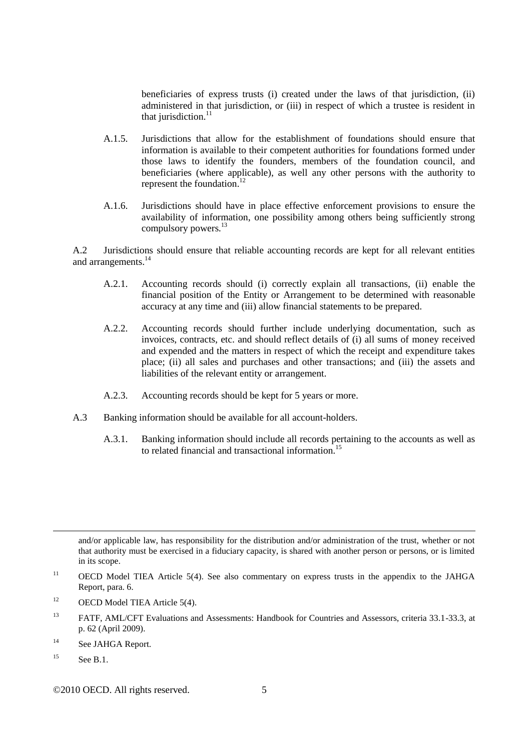beneficiaries of express trusts (i) created under the laws of that jurisdiction, (ii) administered in that jurisdiction, or (iii) in respect of which a trustee is resident in that jurisdiction.[11]

A.1.5. Jurisdictions that allow for the establishment of foundations should ensure that information is available to their competent authorities for foundations formed under those laws to identify the founders, members of the foundation council, and beneficiaries (where applicable), as well any other persons with the authority to represent the foundation.[12]

A.1.6. Jurisdictions should have in place effective enforcement provisions to ensure the availability of information, one possibility among others being sufficiently strong compulsory powers.[13]

A.2 Jurisdictions should ensure that reliable accounting records are kept for all relevant entities and arrangements.[14]

A.2.1. Accounting records should (i) correctly explain all transactions, (ii) enable the financial position of the Entity or Arrangement to be determined with reasonable accuracy at any time and (iii) allow financial statements to be prepared.

A.2.2. Accounting records should further include underlying documentation, such as invoices, contracts, etc. and should reflect details of (i) all sums of money received and expended and the matters in respect of which the receipt and expenditure takes place; (ii) all sales and purchases and other transactions; and (iii) the assets and liabilities of the relevant entity or arrangement.

A.2.3. Accounting records should be kept for 5 years or more.

A.3 Banking information should be available for all account-holders.

A.3.1. Banking information should include all records pertaining to the accounts as well as to related financial and transactional information.[15]

---

and/or applicable law, has responsibility for the distribution and/or administration of the trust, whether or not that authority must be exercised in a fiduciary capacity, is shared with another person or persons, or is limited in its scope.

[11] OECD Model TIEA Article 5(4). See also commentary on express trusts in the appendix to the JAHGA Report, para. 6.

[12] OECD Model TIEA Article 5(4).

[13] FATF, AML/CFT Evaluations and Assessments: Handbook for Countries and Assessors, criteria 33.1-33.3, at p. 62 (April 2009).

[14] See JAHGA Report.

[15] See B.1.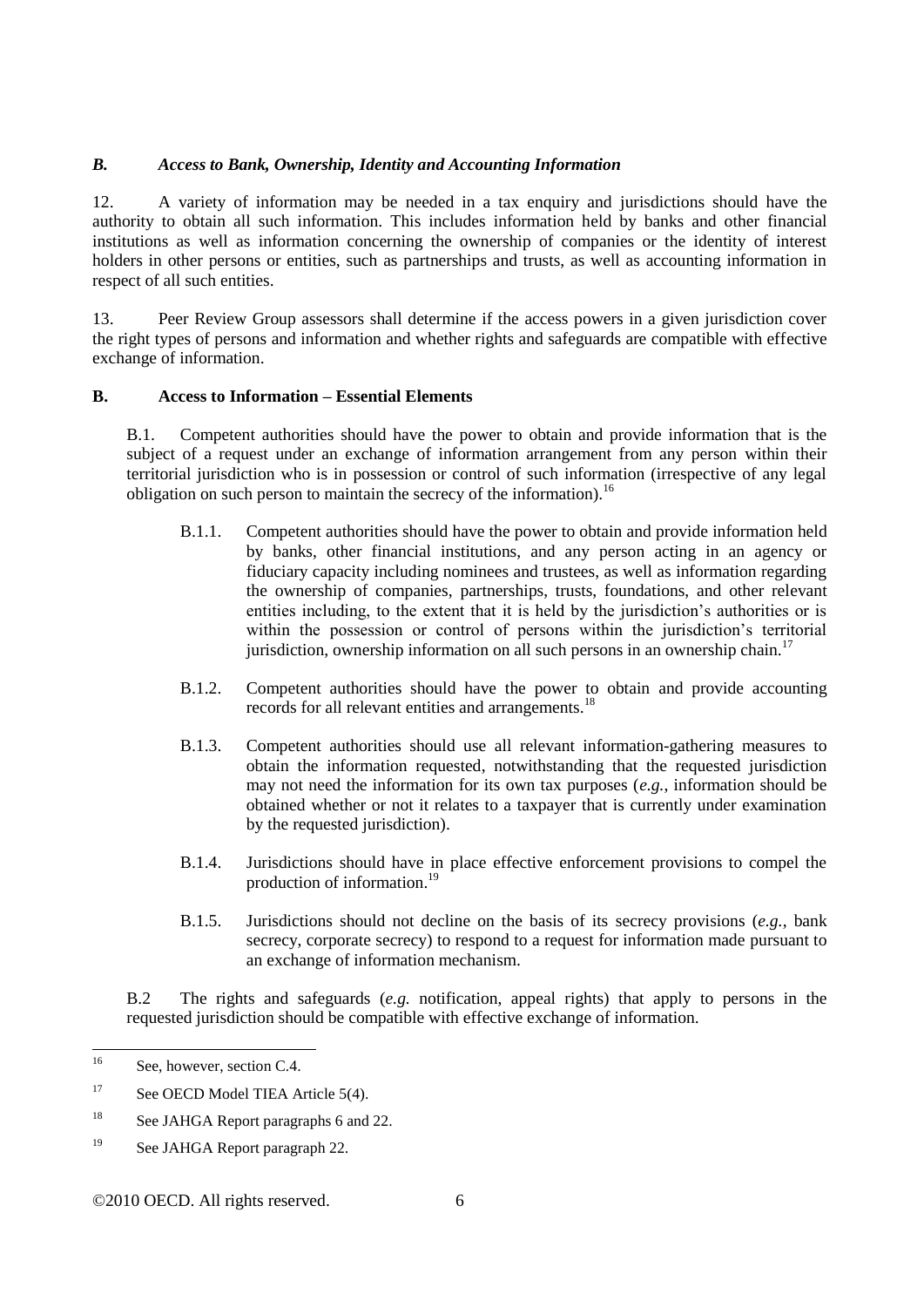## *B. Access to Bank, Ownership, Identity and Accounting Information*

12. A variety of information may be needed in a tax enquiry and jurisdictions should have the authority to obtain all such information. This includes information held by banks and other financial institutions as well as information concerning the ownership of companies or the identity of interest holders in other persons or entities, such as partnerships and trusts, as well as accounting information in respect of all such entities.

13. Peer Review Group assessors shall determine if the access powers in a given jurisdiction cover the right types of persons and information and whether rights and safeguards are compatible with effective exchange of information.

### B. Access to Information – Essential Elements

B.1. Competent authorities should have the power to obtain and provide information that is the subject of a request under an exchange of information arrangement from any person within their territorial jurisdiction who is in possession or control of such information (irrespective of any legal obligation on such person to maintain the secrecy of the information).[16]

- B.1.1. Competent authorities should have the power to obtain and provide information held by banks, other financial institutions, and any person acting in an agency or fiduciary capacity including nominees and trustees, as well as information regarding the ownership of companies, partnerships, trusts, foundations, and other relevant entities including, to the extent that it is held by the jurisdiction's authorities or is within the possession or control of persons within the jurisdiction's territorial jurisdiction, ownership information on all such persons in an ownership chain.[17]

- B.1.2. Competent authorities should have the power to obtain and provide accounting records for all relevant entities and arrangements.[18]

- B.1.3. Competent authorities should use all relevant information-gathering measures to obtain the information requested, notwithstanding that the requested jurisdiction may not need the information for its own tax purposes (*e.g.*, information should be obtained whether or not it relates to a taxpayer that is currently under examination by the requested jurisdiction).

- B.1.4. Jurisdictions should have in place effective enforcement provisions to compel the production of information.[19]

- B.1.5. Jurisdictions should not decline on the basis of its secrecy provisions (*e.g.*, bank secrecy, corporate secrecy) to respond to a request for information made pursuant to an exchange of information mechanism.

B.2 The rights and safeguards (*e.g.* notification, appeal rights) that apply to persons in the requested jurisdiction should be compatible with effective exchange of information.

---

[16] See, however, section C.4.

[17] See OECD Model TIEA Article 5(4).

[18] See JAHGA Report paragraphs 6 and 22.

[19] See JAHGA Report paragraph 22.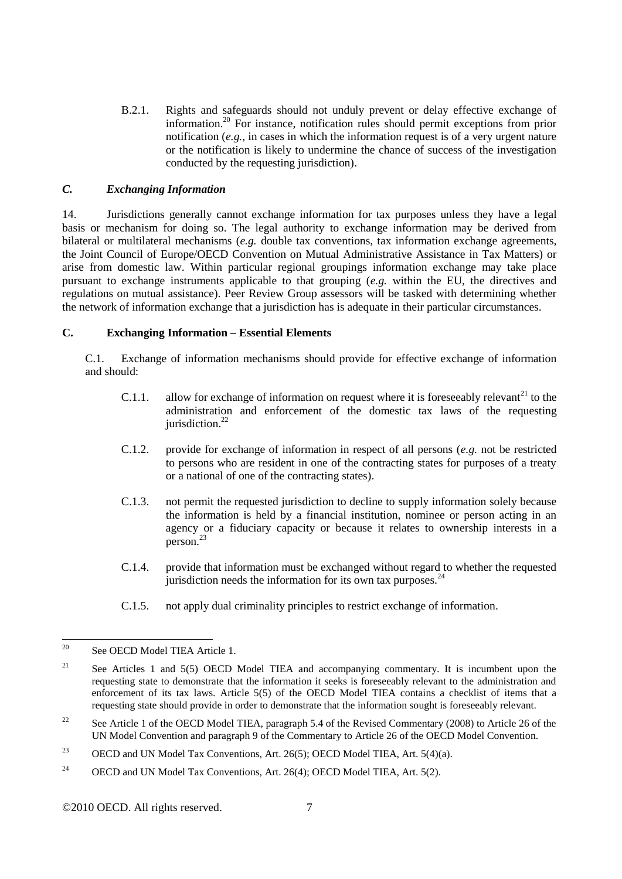B.2.1. Rights and safeguards should not unduly prevent or delay effective exchange of information.[20] For instance, notification rules should permit exceptions from prior notification (*e.g.*, in cases in which the information request is of a very urgent nature or the notification is likely to undermine the chance of success of the investigation conducted by the requesting jurisdiction).

### *C. Exchanging Information*

14. Jurisdictions generally cannot exchange information for tax purposes unless they have a legal basis or mechanism for doing so. The legal authority to exchange information may be derived from bilateral or multilateral mechanisms (*e.g.* double tax conventions, tax information exchange agreements, the Joint Council of Europe/OECD Convention on Mutual Administrative Assistance in Tax Matters) or arise from domestic law. Within particular regional groupings information exchange may take place pursuant to exchange instruments applicable to that grouping (*e.g.* within the EU, the directives and regulations on mutual assistance). Peer Review Group assessors will be tasked with determining whether the network of information exchange that a jurisdiction has is adequate in their particular circumstances.

### **C. Exchanging Information – Essential Elements**

C.1. Exchange of information mechanisms should provide for effective exchange of information and should:

C.1.1. allow for exchange of information on request where it is foreseeably relevant[21] to the administration and enforcement of the domestic tax laws of the requesting jurisdiction.[22]

C.1.2. provide for exchange of information in respect of all persons (*e.g.* not be restricted to persons who are resident in one of the contracting states for purposes of a treaty or a national of one of the contracting states).

C.1.3. not permit the requested jurisdiction to decline to supply information solely because the information is held by a financial institution, nominee or person acting in an agency or a fiduciary capacity or because it relates to ownership interests in a person.[23]

C.1.4. provide that information must be exchanged without regard to whether the requested jurisdiction needs the information for its own tax purposes.[24]

C.1.5. not apply dual criminality principles to restrict exchange of information.

---

[20] See OECD Model TIEA Article 1.

[21] See Articles 1 and 5(5) OECD Model TIEA and accompanying commentary. It is incumbent upon the requesting state to demonstrate that the information it seeks is foreseeably relevant to the administration and enforcement of its tax laws. Article 5(5) of the OECD Model TIEA contains a checklist of items that a requesting state should provide in order to demonstrate that the information sought is foreseeably relevant.

[22] See Article 1 of the OECD Model TIEA, paragraph 5.4 of the Revised Commentary (2008) to Article 26 of the UN Model Convention and paragraph 9 of the Commentary to Article 26 of the OECD Model Convention.

[23] OECD and UN Model Tax Conventions, Art. 26(5); OECD Model TIEA, Art. 5(4)(a).

[24] OECD and UN Model Tax Conventions, Art. 26(4); OECD Model TIEA, Art. 5(2).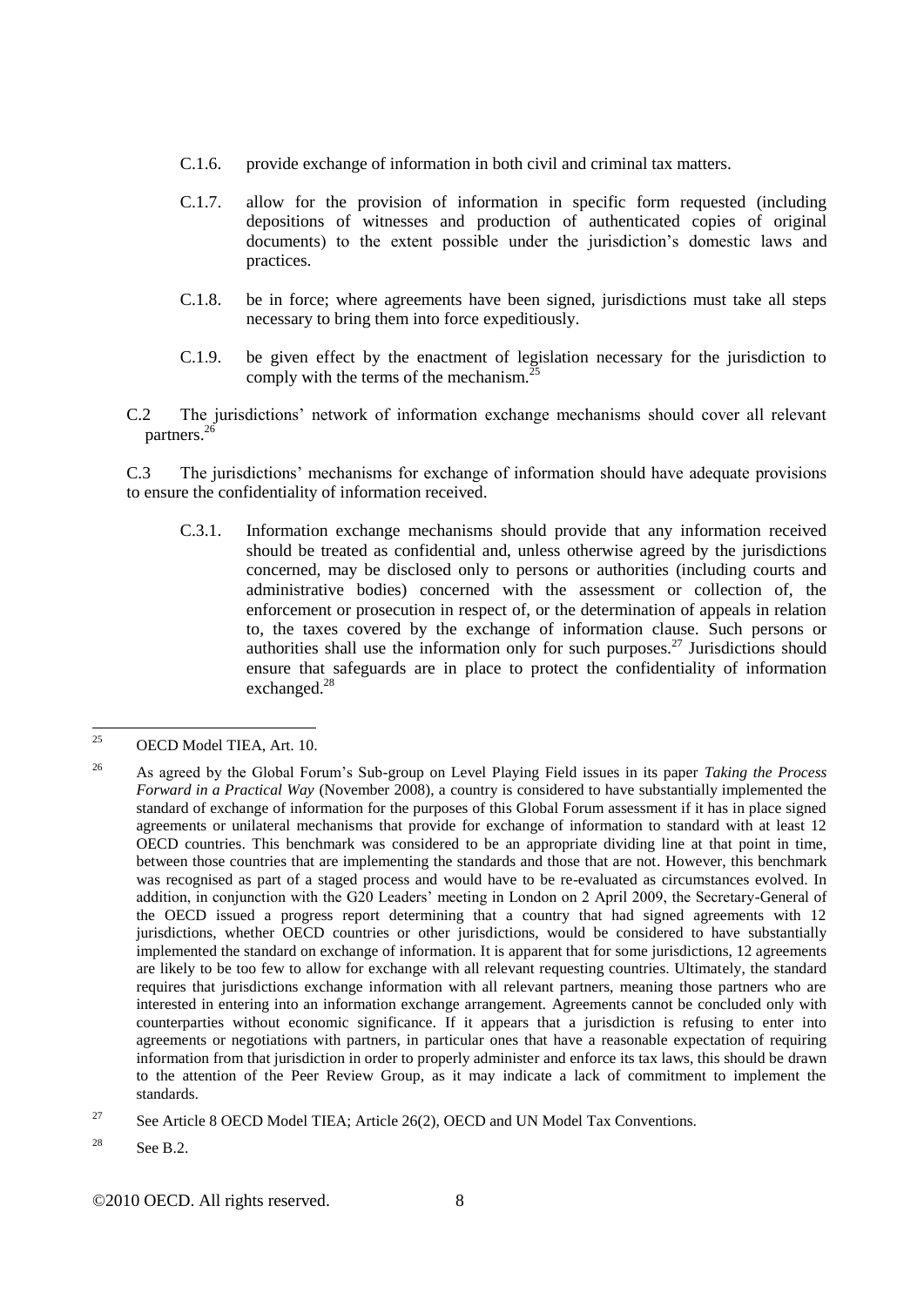C.1.6. provide exchange of information in both civil and criminal tax matters.

C.1.7. allow for the provision of information in specific form requested (including depositions of witnesses and production of authenticated copies of original documents) to the extent possible under the jurisdiction's domestic laws and practices.

C.1.8. be in force; where agreements have been signed, jurisdictions must take all steps necessary to bring them into force expeditiously.

C.1.9. be given effect by the enactment of legislation necessary for the jurisdiction to comply with the terms of the mechanism.[25]

C.2 The jurisdictions' network of information exchange mechanisms should cover all relevant partners.[26]

C.3 The jurisdictions' mechanisms for exchange of information should have adequate provisions to ensure the confidentiality of information received.

C.3.1. Information exchange mechanisms should provide that any information received should be treated as confidential and, unless otherwise agreed by the jurisdictions concerned, may be disclosed only to persons or authorities (including courts and administrative bodies) concerned with the assessment or collection of, the enforcement or prosecution in respect of, or the determination of appeals in relation to, the taxes covered by the exchange of information clause. Such persons or authorities shall use the information only for such purposes.[27] Jurisdictions should ensure that safeguards are in place to protect the confidentiality of information exchanged.[28]

---

[25] OECD Model TIEA, Art. 10.

[26] As agreed by the Global Forum's Sub-group on Level Playing Field issues in its paper *Taking the Process Forward in a Practical Way* (November 2008), a country is considered to have substantially implemented the standard of exchange of information for the purposes of this Global Forum assessment if it has in place signed agreements or unilateral mechanisms that provide for exchange of information to standard with at least 12 OECD countries. This benchmark was considered to be an appropriate dividing line at that point in time, between those countries that are implementing the standards and those that are not. However, this benchmark was recognised as part of a staged process and would have to be re-evaluated as circumstances evolved. In addition, in conjunction with the G20 Leaders' meeting in London on 2 April 2009, the Secretary-General of the OECD issued a progress report determining that a country that had signed agreements with 12 jurisdictions, whether OECD countries or other jurisdictions, would be considered to have substantially implemented the standard on exchange of information. It is apparent that for some jurisdictions, 12 agreements are likely to be too few to allow for exchange with all relevant requesting countries. Ultimately, the standard requires that jurisdictions exchange information with all relevant partners, meaning those partners who are interested in entering into an information exchange arrangement. Agreements cannot be concluded only with counterparties without economic significance. If it appears that a jurisdiction is refusing to enter into agreements or negotiations with partners, in particular ones that have a reasonable expectation of requiring information from that jurisdiction in order to properly administer and enforce its tax laws, this should be drawn to the attention of the Peer Review Group, as it may indicate a lack of commitment to implement the standards.

[27] See Article 8 OECD Model TIEA; Article 26(2), OECD and UN Model Tax Conventions.

[28] See B.2.

©2010 OECD. All rights reserved.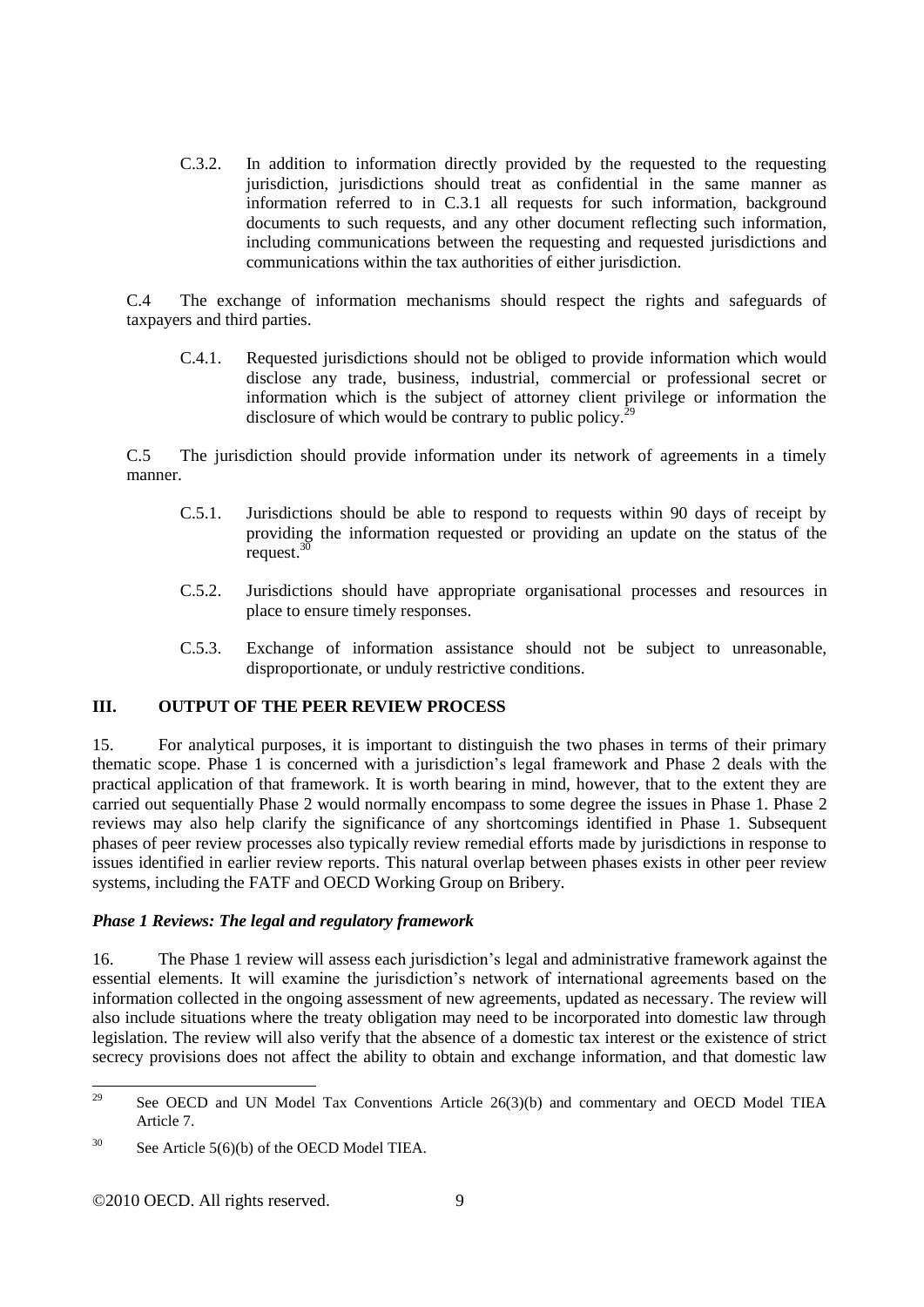C.3.2. In addition to information directly provided by the requested to the requesting jurisdiction, jurisdictions should treat as confidential in the same manner as information referred to in C.3.1 all requests for such information, background documents to such requests, and any other document reflecting such information, including communications between the requesting and requested jurisdictions and communications within the tax authorities of either jurisdiction.

C.4 The exchange of information mechanisms should respect the rights and safeguards of taxpayers and third parties.

C.4.1. Requested jurisdictions should not be obliged to provide information which would disclose any trade, business, industrial, commercial or professional secret or information which is the subject of attorney client privilege or information the disclosure of which would be contrary to public policy.[29]

C.5 The jurisdiction should provide information under its network of agreements in a timely manner.

C.5.1. Jurisdictions should be able to respond to requests within 90 days of receipt by providing the information requested or providing an update on the status of the request.[30]

C.5.2. Jurisdictions should have appropriate organisational processes and resources in place to ensure timely responses.

C.5.3. Exchange of information assistance should not be subject to unreasonable, disproportionate, or unduly restrictive conditions.

## III. OUTPUT OF THE PEER REVIEW PROCESS

15. For analytical purposes, it is important to distinguish the two phases in terms of their primary thematic scope. Phase 1 is concerned with a jurisdiction's legal framework and Phase 2 deals with the practical application of that framework. It is worth bearing in mind, however, that to the extent they are carried out sequentially Phase 2 would normally encompass to some degree the issues in Phase 1. Phase 2 reviews may also help clarify the significance of any shortcomings identified in Phase 1. Subsequent phases of peer review processes also typically review remedial efforts made by jurisdictions in response to issues identified in earlier review reports. This natural overlap between phases exists in other peer review systems, including the FATF and OECD Working Group on Bribery.

### *Phase 1 Reviews: The legal and regulatory framework*

16. The Phase 1 review will assess each jurisdiction's legal and administrative framework against the essential elements. It will examine the jurisdiction's network of international agreements based on the information collected in the ongoing assessment of new agreements, updated as necessary. The review will also include situations where the treaty obligation may need to be incorporated into domestic law through legislation. The review will also verify that the absence of a domestic tax interest or the existence of strict secrecy provisions does not affect the ability to obtain and exchange information, and that domestic law

---

[29] See OECD and UN Model Tax Conventions Article 26(3)(b) and commentary and OECD Model TIEA Article 7.

[30] See Article 5(6)(b) of the OECD Model TIEA.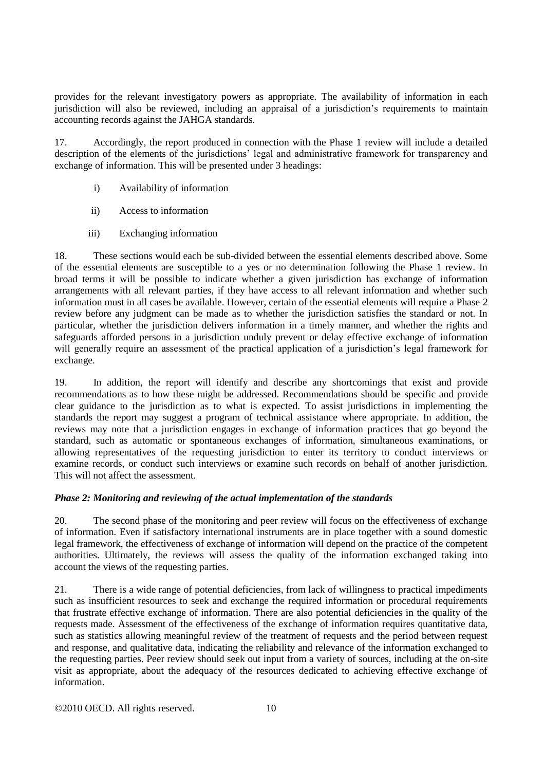provides for the relevant investigatory powers as appropriate. The availability of information in each jurisdiction will also be reviewed, including an appraisal of a jurisdiction's requirements to maintain accounting records against the JAHGA standards.

17. Accordingly, the report produced in connection with the Phase 1 review will include a detailed description of the elements of the jurisdictions' legal and administrative framework for transparency and exchange of information. This will be presented under 3 headings:

i) Availability of information

ii) Access to information

iii) Exchanging information

18. These sections would each be sub-divided between the essential elements described above. Some of the essential elements are susceptible to a yes or no determination following the Phase 1 review. In broad terms it will be possible to indicate whether a given jurisdiction has exchange of information arrangements with all relevant parties, if they have access to all relevant information and whether such information must in all cases be available. However, certain of the essential elements will require a Phase 2 review before any judgment can be made as to whether the jurisdiction satisfies the standard or not. In particular, whether the jurisdiction delivers information in a timely manner, and whether the rights and safeguards afforded persons in a jurisdiction unduly prevent or delay effective exchange of information will generally require an assessment of the practical application of a jurisdiction's legal framework for exchange.

19. In addition, the report will identify and describe any shortcomings that exist and provide recommendations as to how these might be addressed. Recommendations should be specific and provide clear guidance to the jurisdiction as to what is expected. To assist jurisdictions in implementing the standards the report may suggest a program of technical assistance where appropriate. In addition, the reviews may note that a jurisdiction engages in exchange of information practices that go beyond the standard, such as automatic or spontaneous exchanges of information, simultaneous examinations, or allowing representatives of the requesting jurisdiction to enter its territory to conduct interviews or examine records, or conduct such interviews or examine such records on behalf of another jurisdiction. This will not affect the assessment.

***Phase 2: Monitoring and reviewing of the actual implementation of the standards***

20. The second phase of the monitoring and peer review will focus on the effectiveness of exchange of information. Even if satisfactory international instruments are in place together with a sound domestic legal framework, the effectiveness of exchange of information will depend on the practice of the competent authorities. Ultimately, the reviews will assess the quality of the information exchanged taking into account the views of the requesting parties.

21. There is a wide range of potential deficiencies, from lack of willingness to practical impediments such as insufficient resources to seek and exchange the required information or procedural requirements that frustrate effective exchange of information. There are also potential deficiencies in the quality of the requests made. Assessment of the effectiveness of the exchange of information requires quantitative data, such as statistics allowing meaningful review of the treatment of requests and the period between request and response, and qualitative data, indicating the reliability and relevance of the information exchanged to the requesting parties. Peer review should seek out input from a variety of sources, including at the on-site visit as appropriate, about the adequacy of the resources dedicated to achieving effective exchange of information.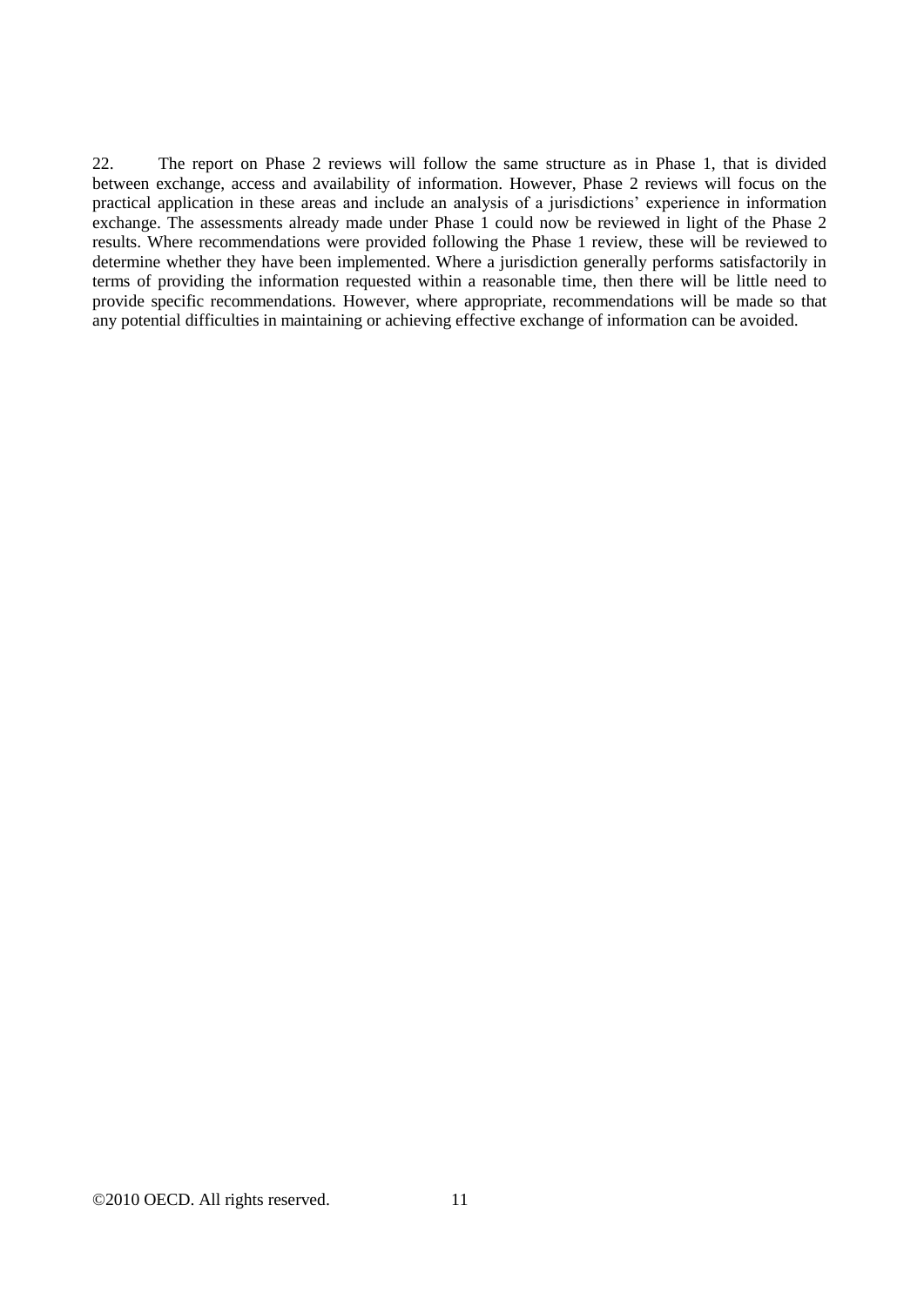22. The report on Phase 2 reviews will follow the same structure as in Phase 1, that is divided between exchange, access and availability of information. However, Phase 2 reviews will focus on the practical application in these areas and include an analysis of a jurisdictions' experience in information exchange. The assessments already made under Phase 1 could now be reviewed in light of the Phase 2 results. Where recommendations were provided following the Phase 1 review, these will be reviewed to determine whether they have been implemented. Where a jurisdiction generally performs satisfactorily in terms of providing the information requested within a reasonable time, then there will be little need to provide specific recommendations. However, where appropriate, recommendations will be made so that any potential difficulties in maintaining or achieving effective exchange of information can be avoided.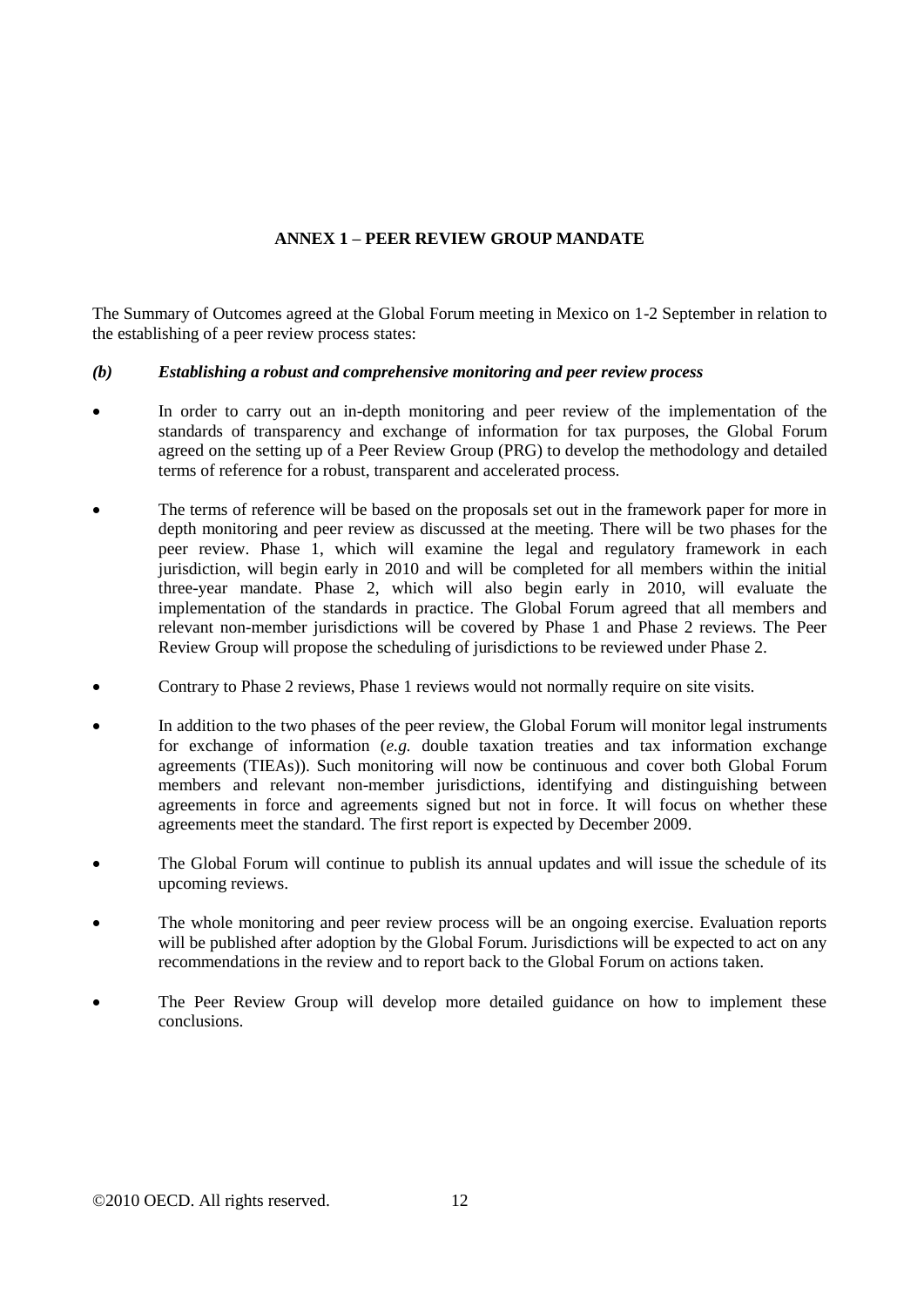## ANNEX 1 – PEER REVIEW GROUP MANDATE

The Summary of Outcomes agreed at the Global Forum meeting in Mexico on 1-2 September in relation to the establishing of a peer review process states:

***(b) Establishing a robust and comprehensive monitoring and peer review process***

- In order to carry out an in-depth monitoring and peer review of the implementation of the standards of transparency and exchange of information for tax purposes, the Global Forum agreed on the setting up of a Peer Review Group (PRG) to develop the methodology and detailed terms of reference for a robust, transparent and accelerated process.
- The terms of reference will be based on the proposals set out in the framework paper for more in depth monitoring and peer review as discussed at the meeting. There will be two phases for the peer review. Phase 1, which will examine the legal and regulatory framework in each jurisdiction, will begin early in 2010 and will be completed for all members within the initial three-year mandate. Phase 2, which will also begin early in 2010, will evaluate the implementation of the standards in practice. The Global Forum agreed that all members and relevant non-member jurisdictions will be covered by Phase 1 and Phase 2 reviews. The Peer Review Group will propose the scheduling of jurisdictions to be reviewed under Phase 2.
- Contrary to Phase 2 reviews, Phase 1 reviews would not normally require on site visits.
- In addition to the two phases of the peer review, the Global Forum will monitor legal instruments for exchange of information (*e.g.* double taxation treaties and tax information exchange agreements (TIEAs)). Such monitoring will now be continuous and cover both Global Forum members and relevant non-member jurisdictions, identifying and distinguishing between agreements in force and agreements signed but not in force. It will focus on whether these agreements meet the standard. The first report is expected by December 2009.
- The Global Forum will continue to publish its annual updates and will issue the schedule of its upcoming reviews.
- The whole monitoring and peer review process will be an ongoing exercise. Evaluation reports will be published after adoption by the Global Forum. Jurisdictions will be expected to act on any recommendations in the review and to report back to the Global Forum on actions taken.
- The Peer Review Group will develop more detailed guidance on how to implement these conclusions.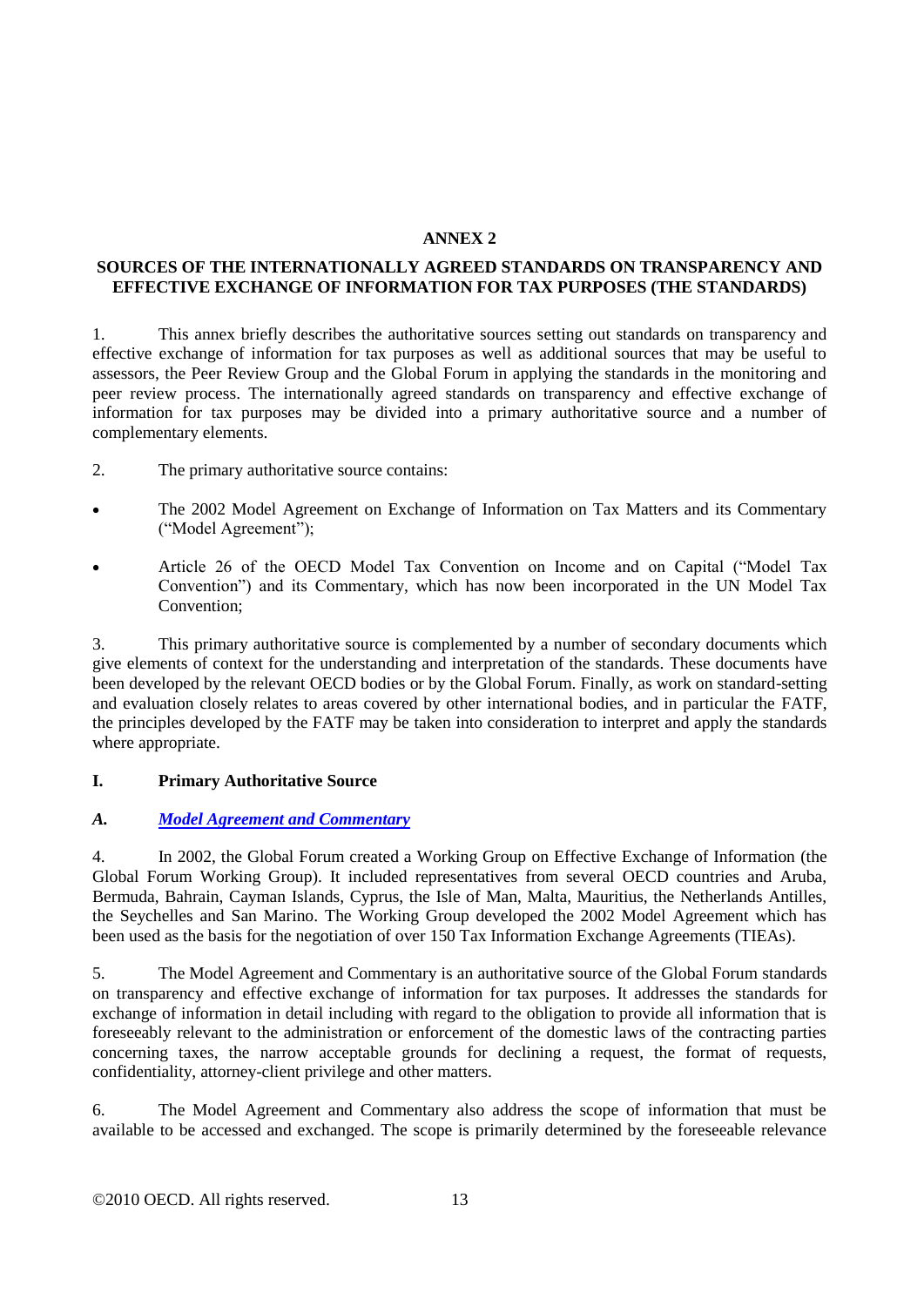# ANNEX 2

## SOURCES OF THE INTERNATIONALLY AGREED STANDARDS ON TRANSPARENCY AND EFFECTIVE EXCHANGE OF INFORMATION FOR TAX PURPOSES (THE STANDARDS)

1. This annex briefly describes the authoritative sources setting out standards on transparency and effective exchange of information for tax purposes as well as additional sources that may be useful to assessors, the Peer Review Group and the Global Forum in applying the standards in the monitoring and peer review process. The internationally agreed standards on transparency and effective exchange of information for tax purposes may be divided into a primary authoritative source and a number of complementary elements.

2. The primary authoritative source contains:

- The 2002 Model Agreement on Exchange of Information on Tax Matters and its Commentary ("Model Agreement");
- Article 26 of the OECD Model Tax Convention on Income and on Capital ("Model Tax Convention") and its Commentary, which has now been incorporated in the UN Model Tax Convention;

3. This primary authoritative source is complemented by a number of secondary documents which give elements of context for the understanding and interpretation of the standards. These documents have been developed by the relevant OECD bodies or by the Global Forum. Finally, as work on standard-setting and evaluation closely relates to areas covered by other international bodies, and in particular the FATF, the principles developed by the FATF may be taken into consideration to interpret and apply the standards where appropriate.

### I. Primary Authoritative Source

#### *A. Model Agreement and Commentary*

4. In 2002, the Global Forum created a Working Group on Effective Exchange of Information (the Global Forum Working Group). It included representatives from several OECD countries and Aruba, Bermuda, Bahrain, Cayman Islands, Cyprus, the Isle of Man, Malta, Mauritius, the Netherlands Antilles, the Seychelles and San Marino. The Working Group developed the 2002 Model Agreement which has been used as the basis for the negotiation of over 150 Tax Information Exchange Agreements (TIEAs).

5. The Model Agreement and Commentary is an authoritative source of the Global Forum standards on transparency and effective exchange of information for tax purposes. It addresses the standards for exchange of information in detail including with regard to the obligation to provide all information that is foreseeably relevant to the administration or enforcement of the domestic laws of the contracting parties concerning taxes, the narrow acceptable grounds for declining a request, the format of requests, confidentiality, attorney-client privilege and other matters.

6. The Model Agreement and Commentary also address the scope of information that must be available to be accessed and exchanged. The scope is primarily determined by the foreseeable relevance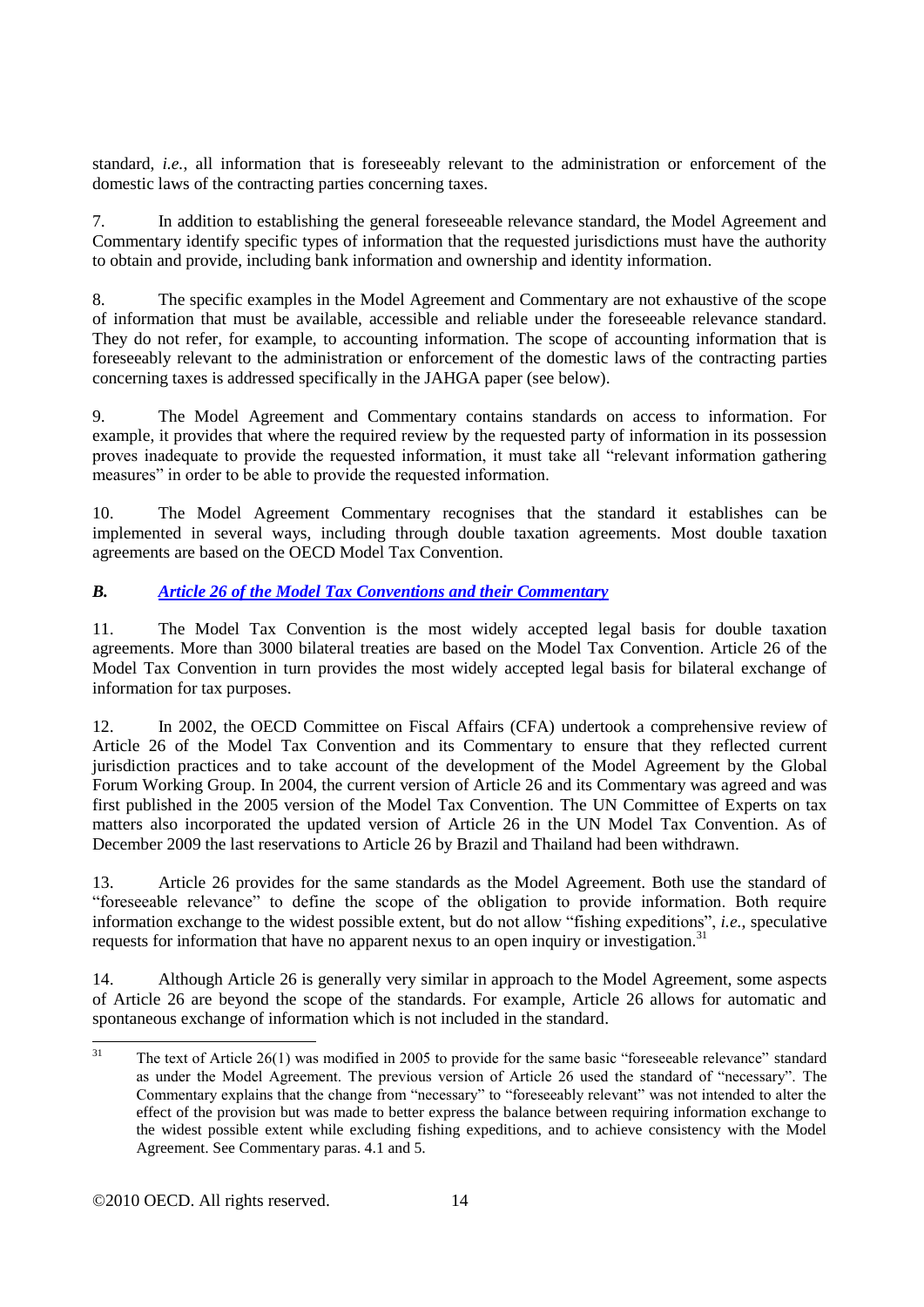standard, *i.e.,* all information that is foreseeably relevant to the administration or enforcement of the domestic laws of the contracting parties concerning taxes.

7. In addition to establishing the general foreseeable relevance standard, the Model Agreement and Commentary identify specific types of information that the requested jurisdictions must have the authority to obtain and provide, including bank information and ownership and identity information.

8. The specific examples in the Model Agreement and Commentary are not exhaustive of the scope of information that must be available, accessible and reliable under the foreseeable relevance standard. They do not refer, for example, to accounting information. The scope of accounting information that is foreseeably relevant to the administration or enforcement of the domestic laws of the contracting parties concerning taxes is addressed specifically in the JAHGA paper (see below).

9. The Model Agreement and Commentary contains standards on access to information. For example, it provides that where the required review by the requested party of information in its possession proves inadequate to provide the requested information, it must take all "relevant information gathering measures" in order to be able to provide the requested information.

10. The Model Agreement Commentary recognises that the standard it establishes can be implemented in several ways, including through double taxation agreements. Most double taxation agreements are based on the OECD Model Tax Convention.

### *B. Article 26 of the Model Tax Conventions and their Commentary*

11. The Model Tax Convention is the most widely accepted legal basis for double taxation agreements. More than 3000 bilateral treaties are based on the Model Tax Convention. Article 26 of the Model Tax Convention in turn provides the most widely accepted legal basis for bilateral exchange of information for tax purposes.

12. In 2002, the OECD Committee on Fiscal Affairs (CFA) undertook a comprehensive review of Article 26 of the Model Tax Convention and its Commentary to ensure that they reflected current jurisdiction practices and to take account of the development of the Model Agreement by the Global Forum Working Group. In 2004, the current version of Article 26 and its Commentary was agreed and was first published in the 2005 version of the Model Tax Convention. The UN Committee of Experts on tax matters also incorporated the updated version of Article 26 in the UN Model Tax Convention. As of December 2009 the last reservations to Article 26 by Brazil and Thailand had been withdrawn.

13. Article 26 provides for the same standards as the Model Agreement. Both use the standard of "foreseeable relevance" to define the scope of the obligation to provide information. Both require information exchange to the widest possible extent, but do not allow "fishing expeditions", *i.e.*, speculative requests for information that have no apparent nexus to an open inquiry or investigation.[31]

14. Although Article 26 is generally very similar in approach to the Model Agreement, some aspects of Article 26 are beyond the scope of the standards. For example, Article 26 allows for automatic and spontaneous exchange of information which is not included in the standard.

---

[31] The text of Article 26(1) was modified in 2005 to provide for the same basic "foreseeable relevance" standard as under the Model Agreement. The previous version of Article 26 used the standard of "necessary". The Commentary explains that the change from "necessary" to "foreseeably relevant" was not intended to alter the effect of the provision but was made to better express the balance between requiring information exchange to the widest possible extent while excluding fishing expeditions, and to achieve consistency with the Model Agreement. See Commentary paras. 4.1 and 5.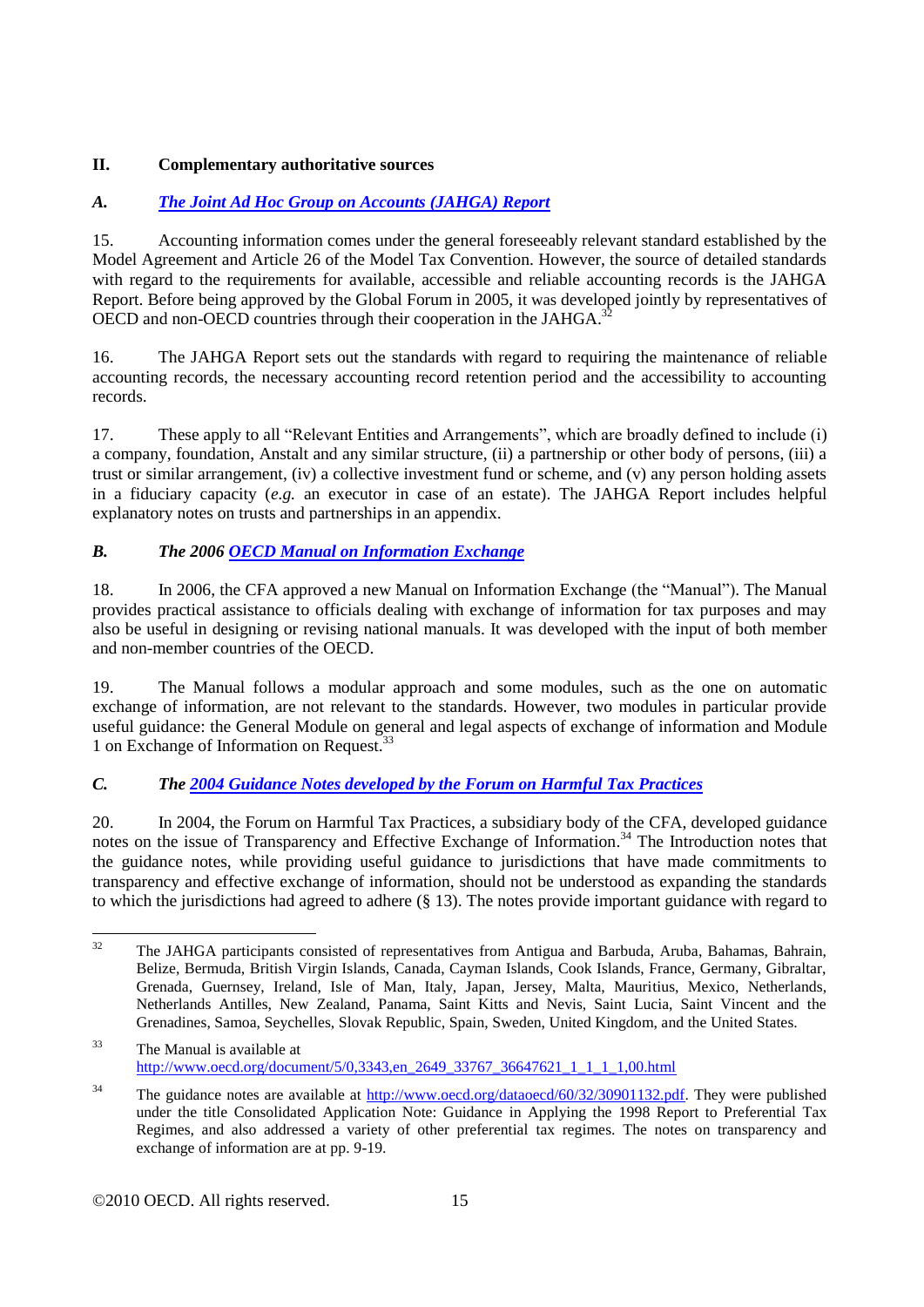## II. Complementary authoritative sources

### *A. [The Joint Ad Hoc Group on Accounts (JAHGA) Report]*

15. Accounting information comes under the general foreseeably relevant standard established by the Model Agreement and Article 26 of the Model Tax Convention. However, the source of detailed standards with regard to the requirements for available, accessible and reliable accounting records is the JAHGA Report. Before being approved by the Global Forum in 2005, it was developed jointly by representatives of OECD and non-OECD countries through their cooperation in the JAHGA.[32]

16. The JAHGA Report sets out the standards with regard to requiring the maintenance of reliable accounting records, the necessary accounting record retention period and the accessibility to accounting records.

17. These apply to all "Relevant Entities and Arrangements", which are broadly defined to include (i) a company, foundation, Anstalt and any similar structure, (ii) a partnership or other body of persons, (iii) a trust or similar arrangement, (iv) a collective investment fund or scheme, and (v) any person holding assets in a fiduciary capacity (*e.g.* an executor in case of an estate). The JAHGA Report includes helpful explanatory notes on trusts and partnerships in an appendix.

### *B. The 2006 OECD Manual on Information Exchange*

18. In 2006, the CFA approved a new Manual on Information Exchange (the "Manual"). The Manual provides practical assistance to officials dealing with exchange of information for tax purposes and may also be useful in designing or revising national manuals. It was developed with the input of both member and non-member countries of the OECD.

19. The Manual follows a modular approach and some modules, such as the one on automatic exchange of information, are not relevant to the standards. However, two modules in particular provide useful guidance: the General Module on general and legal aspects of exchange of information and Module 1 on Exchange of Information on Request.[33]

### *C. The 2004 Guidance Notes developed by the Forum on Harmful Tax Practices*

20. In 2004, the Forum on Harmful Tax Practices, a subsidiary body of the CFA, developed guidance notes on the issue of Transparency and Effective Exchange of Information.[34] The Introduction notes that the guidance notes, while providing useful guidance to jurisdictions that have made commitments to transparency and effective exchange of information, should not be understood as expanding the standards to which the jurisdictions had agreed to adhere (§ 13). The notes provide important guidance with regard to

---

[32] The JAHGA participants consisted of representatives from Antigua and Barbuda, Aruba, Bahamas, Bahrain, Belize, Bermuda, British Virgin Islands, Canada, Cayman Islands, Cook Islands, France, Germany, Gibraltar, Grenada, Guernsey, Ireland, Isle of Man, Italy, Japan, Jersey, Malta, Mauritius, Mexico, Netherlands, Netherlands Antilles, New Zealand, Panama, Saint Kitts and Nevis, Saint Lucia, Saint Vincent and the Grenadines, Samoa, Seychelles, Slovak Republic, Spain, Sweden, United Kingdom, and the United States.

[33] The Manual is available at http://www.oecd.org/document/5/0,3343,en_2649_33767_36647621_1_1_1_1,00.html

[34] The guidance notes are available at http://www.oecd.org/dataoecd/60/32/30901132.pdf. They were published under the title Consolidated Application Note: Guidance in Applying the 1998 Report to Preferential Tax Regimes, and also addressed a variety of other preferential tax regimes. The notes on transparency and exchange of information are at pp. 9-19.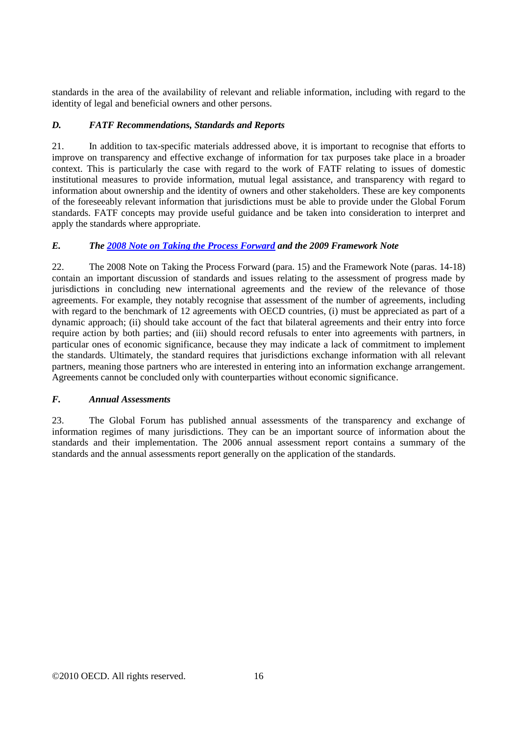standards in the area of the availability of relevant and reliable information, including with regard to the identity of legal and beneficial owners and other persons.

### *D. FATF Recommendations, Standards and Reports*

21. In addition to tax-specific materials addressed above, it is important to recognise that efforts to improve on transparency and effective exchange of information for tax purposes take place in a broader context. This is particularly the case with regard to the work of FATF relating to issues of domestic institutional measures to provide information, mutual legal assistance, and transparency with regard to information about ownership and the identity of owners and other stakeholders. These are key components of the foreseeably relevant information that jurisdictions must be able to provide under the Global Forum standards. FATF concepts may provide useful guidance and be taken into consideration to interpret and apply the standards where appropriate.

### *E. The 2008 Note on Taking the Process Forward and the 2009 Framework Note*

22. The 2008 Note on Taking the Process Forward (para. 15) and the Framework Note (paras. 14-18) contain an important discussion of standards and issues relating to the assessment of progress made by jurisdictions in concluding new international agreements and the review of the relevance of those agreements. For example, they notably recognise that assessment of the number of agreements, including with regard to the benchmark of 12 agreements with OECD countries, (i) must be appreciated as part of a dynamic approach; (ii) should take account of the fact that bilateral agreements and their entry into force require action by both parties; and (iii) should record refusals to enter into agreements with partners, in particular ones of economic significance, because they may indicate a lack of commitment to implement the standards. Ultimately, the standard requires that jurisdictions exchange information with all relevant partners, meaning those partners who are interested in entering into an information exchange arrangement. Agreements cannot be concluded only with counterparties without economic significance.

### *F. Annual Assessments*

23. The Global Forum has published annual assessments of the transparency and exchange of information regimes of many jurisdictions. They can be an important source of information about the standards and their implementation. The 2006 annual assessment report contains a summary of the standards and the annual assessments report generally on the application of the standards.

©2010 OECD. All rights reserved.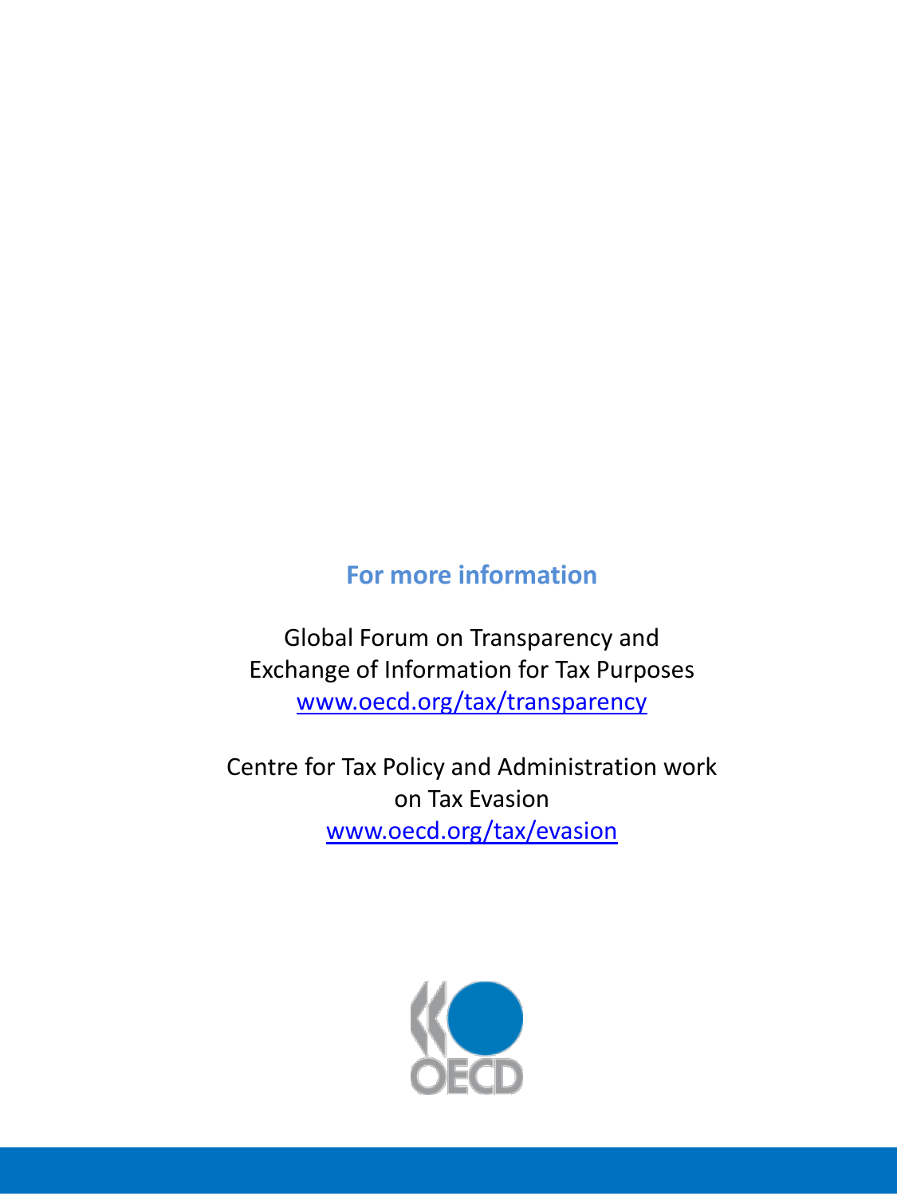## For more information

Global Forum on Transparency and Exchange of Information for Tax Purposes
[www.oecd.org/tax/transparency](http://www.oecd.org/tax/transparency)

Centre for Tax Policy and Administration work on Tax Evasion
[www.oecd.org/tax/evasion](http://www.oecd.org/tax/evasion)

OECD